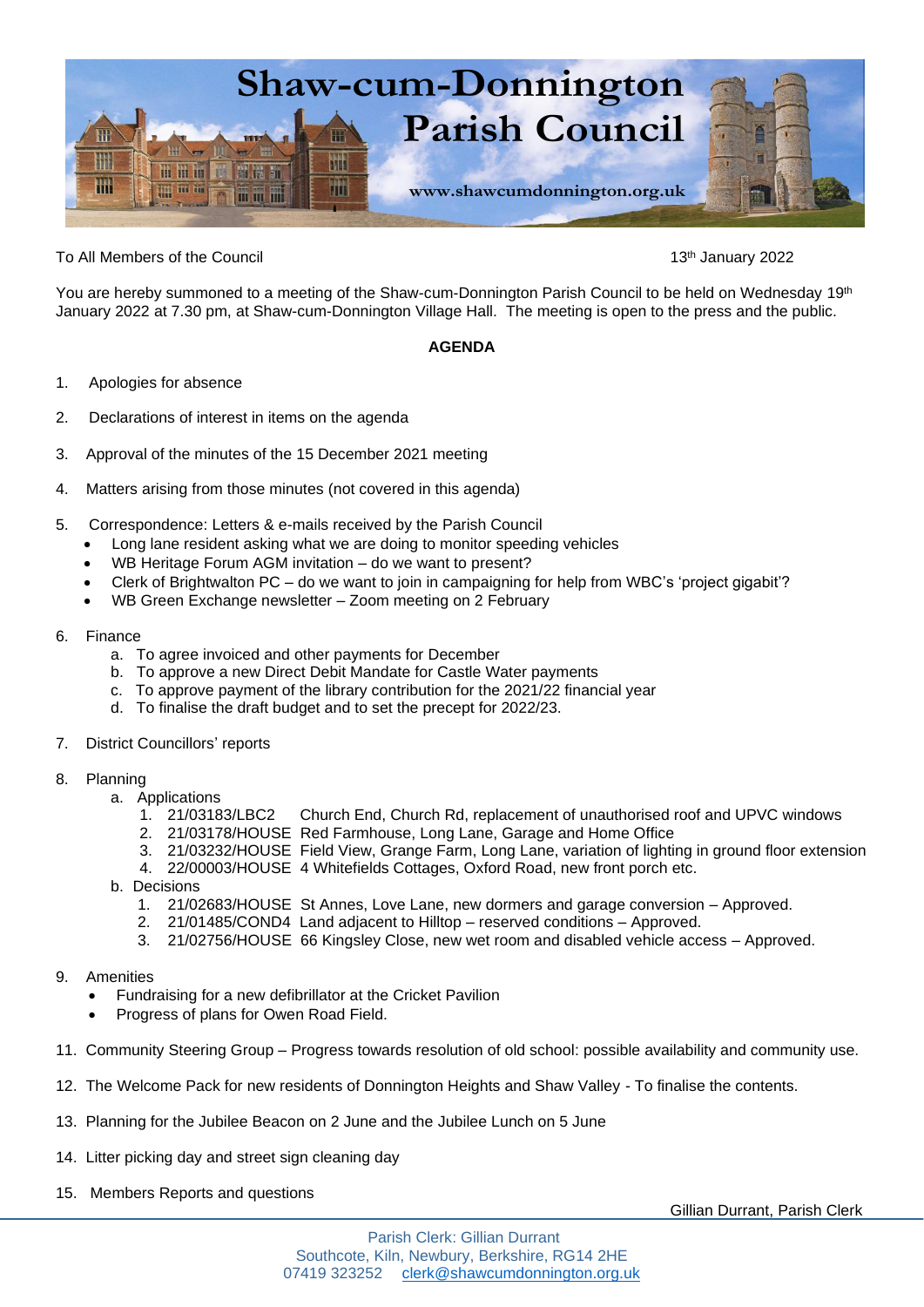# Shaw-cum-Donnington Parish Council

www.shawcumdonnington.org.uk

To All Members of the Council

13th January 2022

You are hereby summoned to a meeting of the Shaw-cum-Donnington Parish Council to be held on Wednesday 19th January 2022 at 7.30 pm, at Shaw-cum-Donnington Village Hall. The meeting is open to the press and the public.

**AGENDA**

1. Apologies for absence
2. Declarations of interest in items on the agenda
3. Approval of the minutes of the 15 December 2021 meeting
4. Matters arising from those minutes (not covered in this agenda)
5. Correspondence: Letters & e-mails received by the Parish Council
   - Long lane resident asking what we are doing to monitor speeding vehicles
   - WB Heritage Forum AGM invitation – do we want to present?
   - Clerk of Brightwalton PC – do we want to join in campaigning for help from WBC's 'project gigabit'?
   - WB Green Exchange newsletter – Zoom meeting on 2 February
6. Finance
   a. To agree invoiced and other payments for December
   b. To approve a new Direct Debit Mandate for Castle Water payments
   c. To approve payment of the library contribution for the 2021/22 financial year
   d. To finalise the draft budget and to set the precept for 2022/23.
7. District Councillors' reports
8. Planning
   a. Applications
      1. 21/03183/LBC2 Church End, Church Rd, replacement of unauthorised roof and UPVC windows
      2. 21/03178/HOUSE Red Farmhouse, Long Lane, Garage and Home Office
      3. 21/03232/HOUSE Field View, Grange Farm, Long Lane, variation of lighting in ground floor extension
      4. 22/00003/HOUSE 4 Whitefields Cottages, Oxford Road, new front porch etc.
   b. Decisions
      1. 21/02683/HOUSE St Annes, Love Lane, new dormers and garage conversion – Approved.
      2. 21/01485/COND4 Land adjacent to Hilltop – reserved conditions – Approved.
      3. 21/02756/HOUSE 66 Kingsley Close, new wet room and disabled vehicle access – Approved.
9. Amenities
   - Fundraising for a new defibrillator at the Cricket Pavilion
   - Progress of plans for Owen Road Field.

11. Community Steering Group – Progress towards resolution of old school: possible availability and community use.
12. The Welcome Pack for new residents of Donnington Heights and Shaw Valley - To finalise the contents.
13. Planning for the Jubilee Beacon on 2 June and the Jubilee Lunch on 5 June
14. Litter picking day and street sign cleaning day
15. Members Reports and questions

Gillian Durrant, Parish Clerk

Parish Clerk: Gillian Durrant
Southcote, Kiln, Newbury, Berkshire, RG14 2HE
07419 323252 clerk@shawcumdonnington.org.uk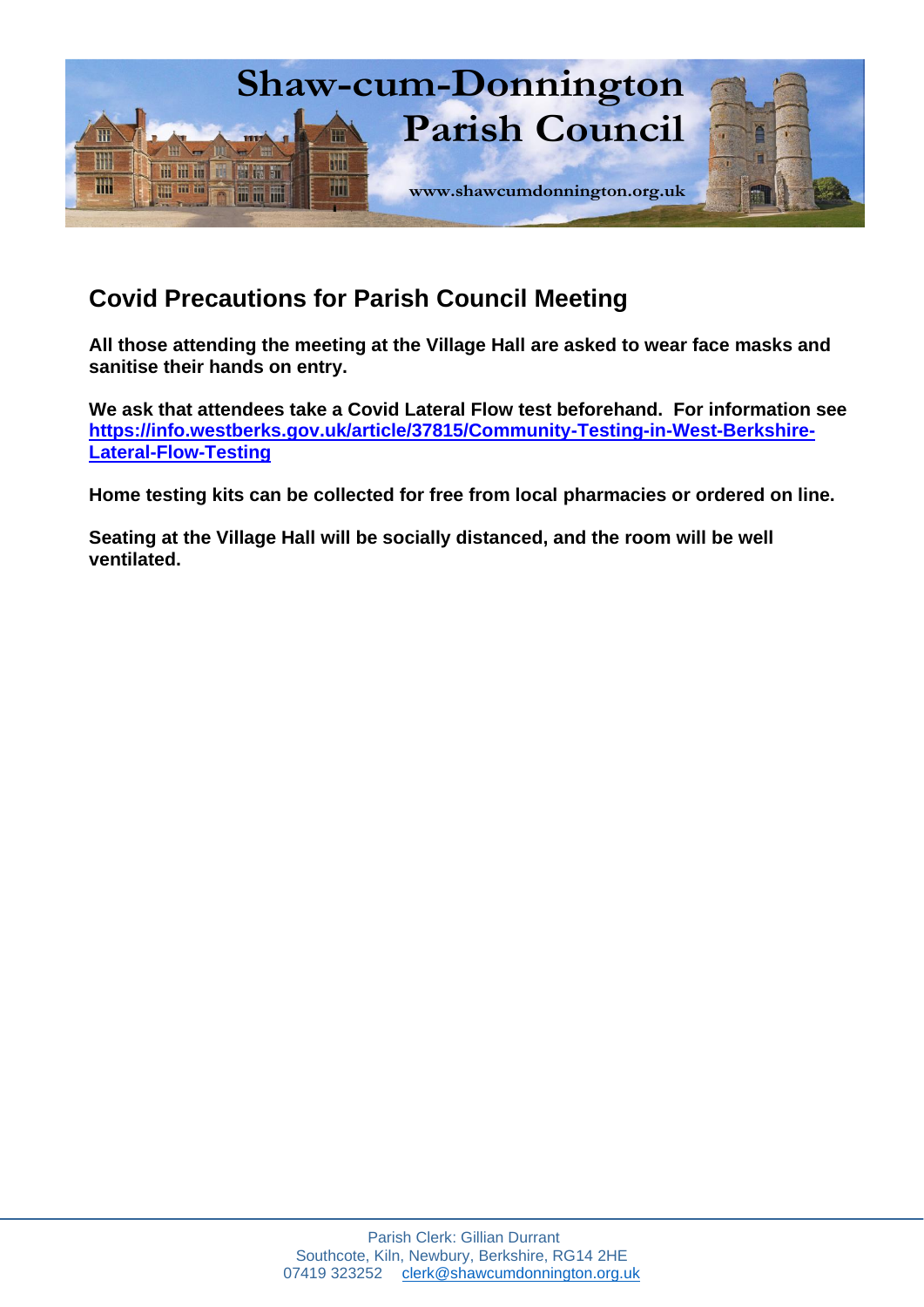Shaw-cum-Donnington Parish Council

www.shawcumdonnington.org.uk

## Covid Precautions for Parish Council Meeting

**All those attending the meeting at the Village Hall are asked to wear face masks and sanitise their hands on entry.**

**We ask that attendees take a Covid Lateral Flow test beforehand. For information see [https://info.westberks.gov.uk/article/37815/Community-Testing-in-West-Berkshire-Lateral-Flow-Testing](https://info.westberks.gov.uk/article/37815/Community-Testing-in-West-Berkshire-Lateral-Flow-Testing)**

**Home testing kits can be collected for free from local pharmacies or ordered on line.**

**Seating at the Village Hall will be socially distanced, and the room will be well ventilated.**

Parish Clerk: Gillian Durrant
Southcote, Kiln, Newbury, Berkshire, RG14 2HE
07419 323252 clerk@shawcumdonnington.org.uk